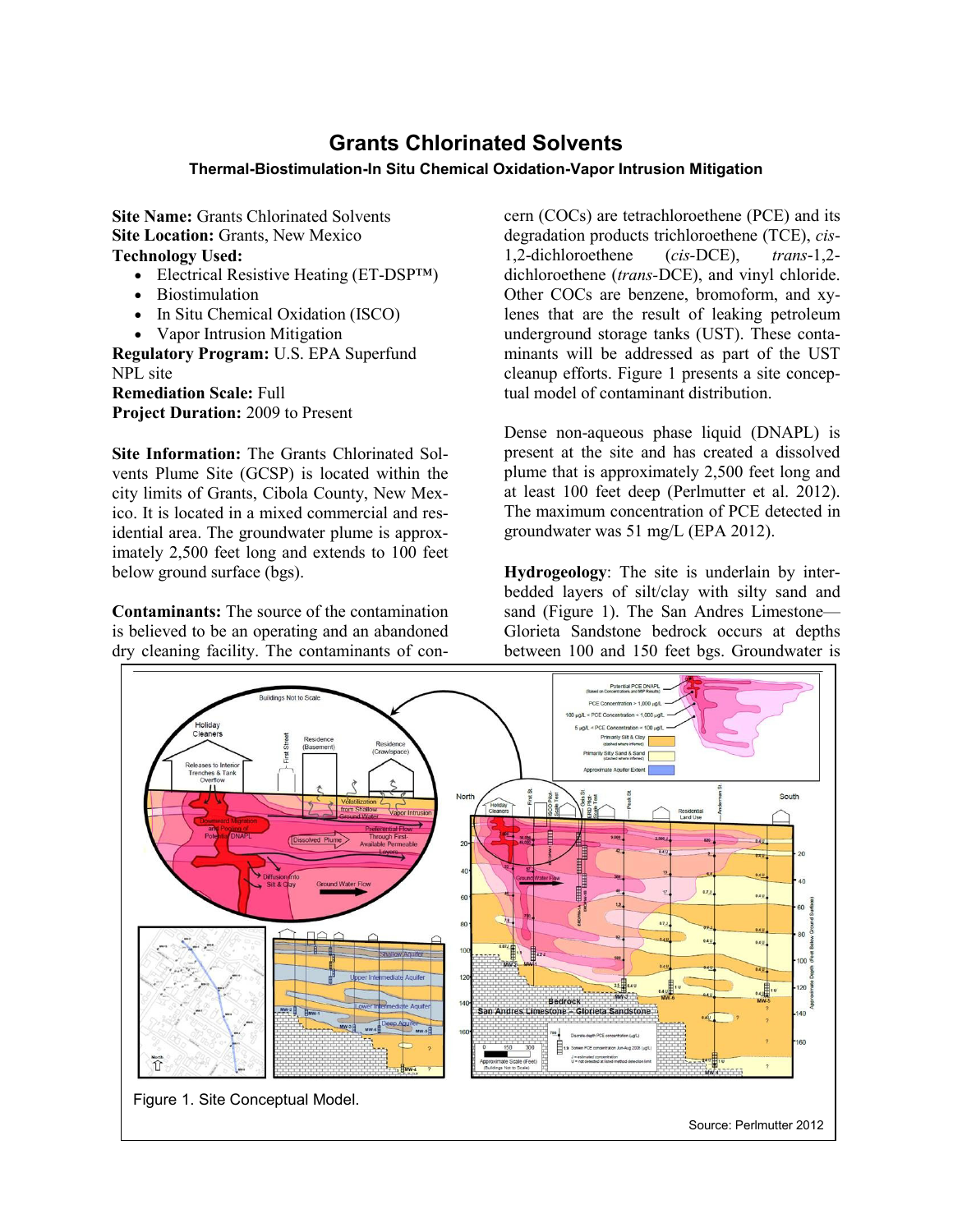# Grants Chlorinated Solvents

### Thermal-Biostimulation-In Situ Chemical Oxidation-Vapor Intrusion Mitigation

**Site Name:** Grants Chlorinated Solvents
**Site Location:** Grants, New Mexico
**Technology Used:**

- Electrical Resistive Heating (ET-DSP™)
- Biostimulation
- In Situ Chemical Oxidation (ISCO)
- Vapor Intrusion Mitigation

**Regulatory Program:** U.S. EPA Superfund NPL site
**Remediation Scale:** Full
**Project Duration:** 2009 to Present

**Site Information:** The Grants Chlorinated Solvents Plume Site (GCSP) is located within the city limits of Grants, Cibola County, New Mexico. It is located in a mixed commercial and residential area. The groundwater plume is approximately 2,500 feet long and extends to 100 feet below ground surface (bgs).

**Contaminants:** The source of the contamination is believed to be an operating and an abandoned dry cleaning facility. The contaminants of concern (COCs) are tetrachloroethene (PCE) and its degradation products trichloroethene (TCE), *cis*-1,2-dichloroethene (*cis*-DCE), *trans*-1,2-dichloroethene (*trans*-DCE), and vinyl chloride. Other COCs are benzene, bromoform, and xylenes that are the result of leaking petroleum underground storage tanks (UST). These contaminants will be addressed as part of the UST cleanup efforts. Figure 1 presents a site conceptual model of contaminant distribution.

Dense non-aqueous phase liquid (DNAPL) is present at the site and has created a dissolved plume that is approximately 2,500 feet long and at least 100 feet deep (Perlmutter et al. 2012). The maximum concentration of PCE detected in groundwater was 51 mg/L (EPA 2012).

**Hydrogeology**: The site is underlain by interbedded layers of silt/clay with silty sand and sand (Figure 1). The San Andres Limestone—Glorieta Sandstone bedrock occurs at depths between 100 and 150 feet bgs. Groundwater is

Figure 1. Site Conceptual Model.

Source: Perlmutter 2012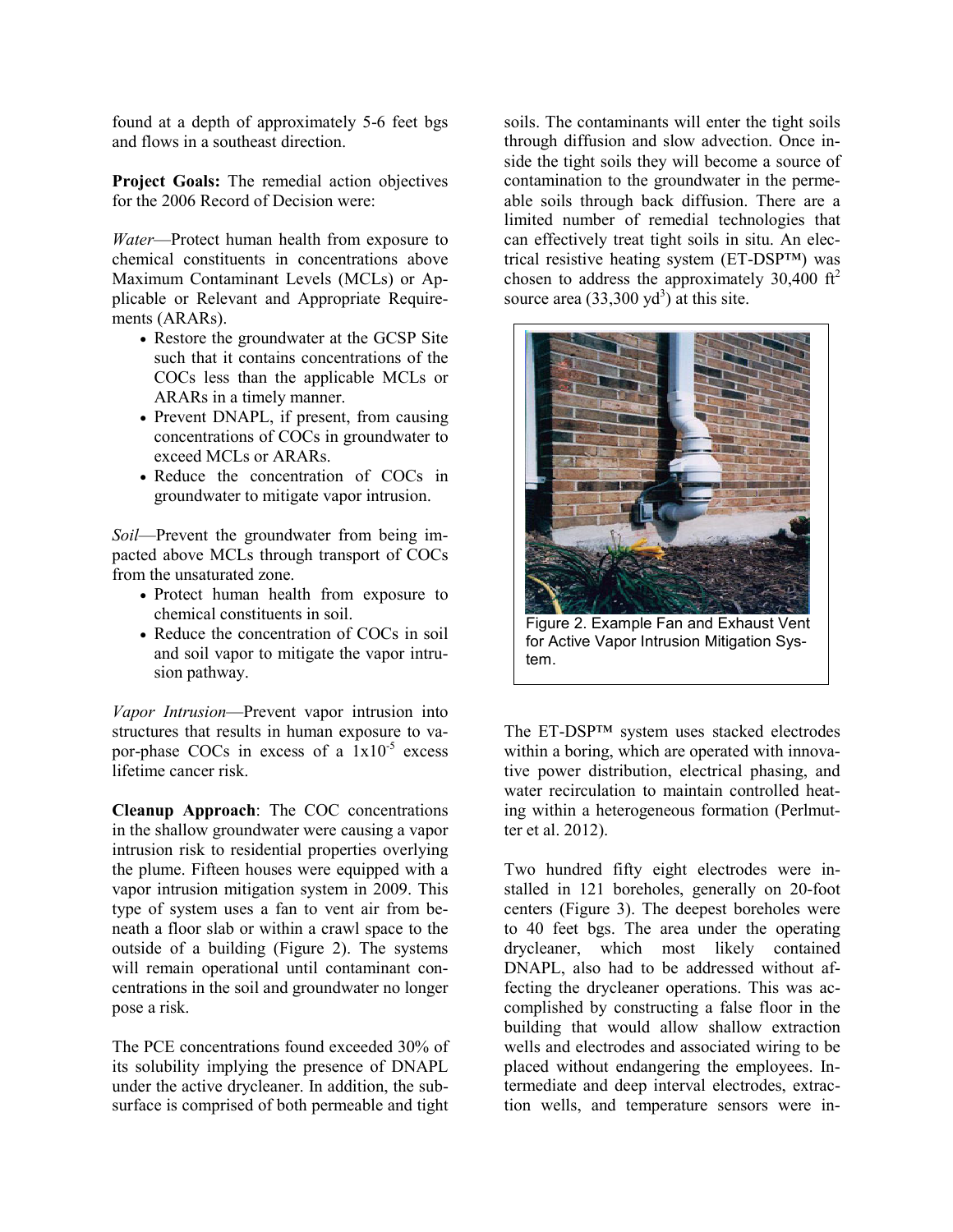found at a depth of approximately 5-6 feet bgs and flows in a southeast direction.

**Project Goals:** The remedial action objectives for the 2006 Record of Decision were:

*Water*—Protect human health from exposure to chemical constituents in concentrations above Maximum Contaminant Levels (MCLs) or Applicable or Relevant and Appropriate Requirements (ARARs).

- Restore the groundwater at the GCSP Site such that it contains concentrations of the COCs less than the applicable MCLs or ARARs in a timely manner.
- Prevent DNAPL, if present, from causing concentrations of COCs in groundwater to exceed MCLs or ARARs.
- Reduce the concentration of COCs in groundwater to mitigate vapor intrusion.

*Soil*—Prevent the groundwater from being impacted above MCLs through transport of COCs from the unsaturated zone.

- Protect human health from exposure to chemical constituents in soil.
- Reduce the concentration of COCs in soil and soil vapor to mitigate the vapor intrusion pathway.

*Vapor Intrusion*—Prevent vapor intrusion into structures that results in human exposure to vapor-phase COCs in excess of a $1 \times 10^{-5}$ excess lifetime cancer risk.

**Cleanup Approach**: The COC concentrations in the shallow groundwater were causing a vapor intrusion risk to residential properties overlying the plume. Fifteen houses were equipped with a vapor intrusion mitigation system in 2009. This type of system uses a fan to vent air from beneath a floor slab or within a crawl space to the outside of a building (Figure 2). The systems will remain operational until contaminant concentrations in the soil and groundwater no longer pose a risk.

The PCE concentrations found exceeded 30% of its solubility implying the presence of DNAPL under the active drycleaner. In addition, the subsurface is comprised of both permeable and tight soils. The contaminants will enter the tight soils through diffusion and slow advection. Once inside the tight soils they will become a source of contamination to the groundwater in the permeable soils through back diffusion. There are a limited number of remedial technologies that can effectively treat tight soils in situ. An electrical resistive heating system (ET-DSP™) was chosen to address the approximately 30,400 $ft^2$ source area (33,300 $yd^3$) at this site.

Figure 2. Example Fan and Exhaust Vent for Active Vapor Intrusion Mitigation System.

The ET-DSP™ system uses stacked electrodes within a boring, which are operated with innovative power distribution, electrical phasing, and water recirculation to maintain controlled heating within a heterogeneous formation (Perlmutter et al. 2012).

Two hundred fifty eight electrodes were installed in 121 boreholes, generally on 20-foot centers (Figure 3). The deepest boreholes were to 40 feet bgs. The area under the operating drycleaner, which most likely contained DNAPL, also had to be addressed without affecting the drycleaner operations. This was accomplished by constructing a false floor in the building that would allow shallow extraction wells and electrodes and associated wiring to be placed without endangering the employees. Intermediate and deep interval electrodes, extraction wells, and temperature sensors were in-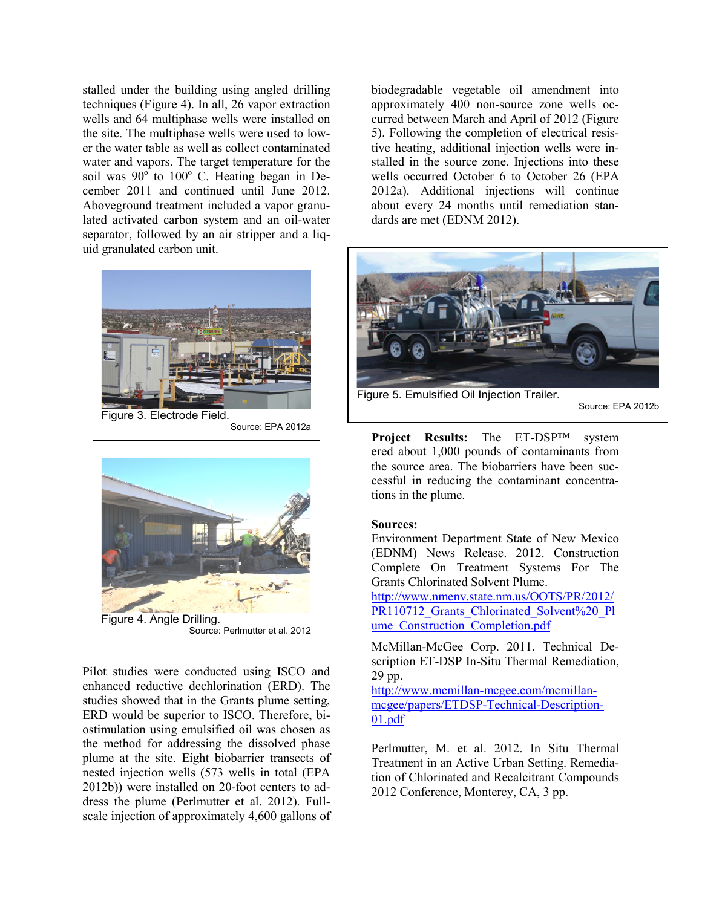stalled under the building using angled drilling techniques (Figure 4). In all, 26 vapor extraction wells and 64 multiphase wells were installed on the site. The multiphase wells were used to lower the water table as well as collect contaminated water and vapors. The target temperature for the soil was 90° to 100° C. Heating began in December 2011 and continued until June 2012. Aboveground treatment included a vapor granulated activated carbon system and an oil-water separator, followed by an air stripper and a liquid granulated carbon unit.

Figure 3. Electrode Field.

Source: EPA 2012a

Figure 4. Angle Drilling.

Source: Perlmutter et al. 2012

Pilot studies were conducted using ISCO and enhanced reductive dechlorination (ERD). The studies showed that in the Grants plume setting, ERD would be superior to ISCO. Therefore, biostimulation using emulsified oil was chosen as the method for addressing the dissolved phase plume at the site. Eight biobarrier transects of nested injection wells (573 wells in total (EPA 2012b)) were installed on 20-foot centers to address the plume (Perlmutter et al. 2012). Full-scale injection of approximately 4,600 gallons of biodegradable vegetable oil amendment into approximately 400 non-source zone wells occurred between March and April of 2012 (Figure 5). Following the completion of electrical resistive heating, additional injection wells were installed in the source zone. Injections into these wells occurred October 6 to October 26 (EPA 2012a). Additional injections will continue about every 24 months until remediation standards are met (EDNM 2012).

Figure 5. Emulsified Oil Injection Trailer.

Source: EPA 2012b

**Project Results:** The ET-DSP™ system ered about 1,000 pounds of contaminants from the source area. The biobarriers have been successful in reducing the contaminant concentrations in the plume.

**Sources:**

Environment Department State of New Mexico (EDNM) News Release. 2012. Construction Complete On Treatment Systems For The Grants Chlorinated Solvent Plume. http://www.nmenv.state.nm.us/OOTS/PR/2012/PR110712_Grants_Chlorinated_Solvent%20_Plume_Construction_Completion.pdf

McMillan-McGee Corp. 2011. Technical Description ET-DSP In-Situ Thermal Remediation, 29 pp. http://www.mcmillan-mcgee.com/mcmillan-mcgee/papers/ETDSP-Technical-Description-01.pdf

Perlmutter, M. et al. 2012. In Situ Thermal Treatment in an Active Urban Setting. Remediation of Chlorinated and Recalcitrant Compounds 2012 Conference, Monterey, CA, 3 pp.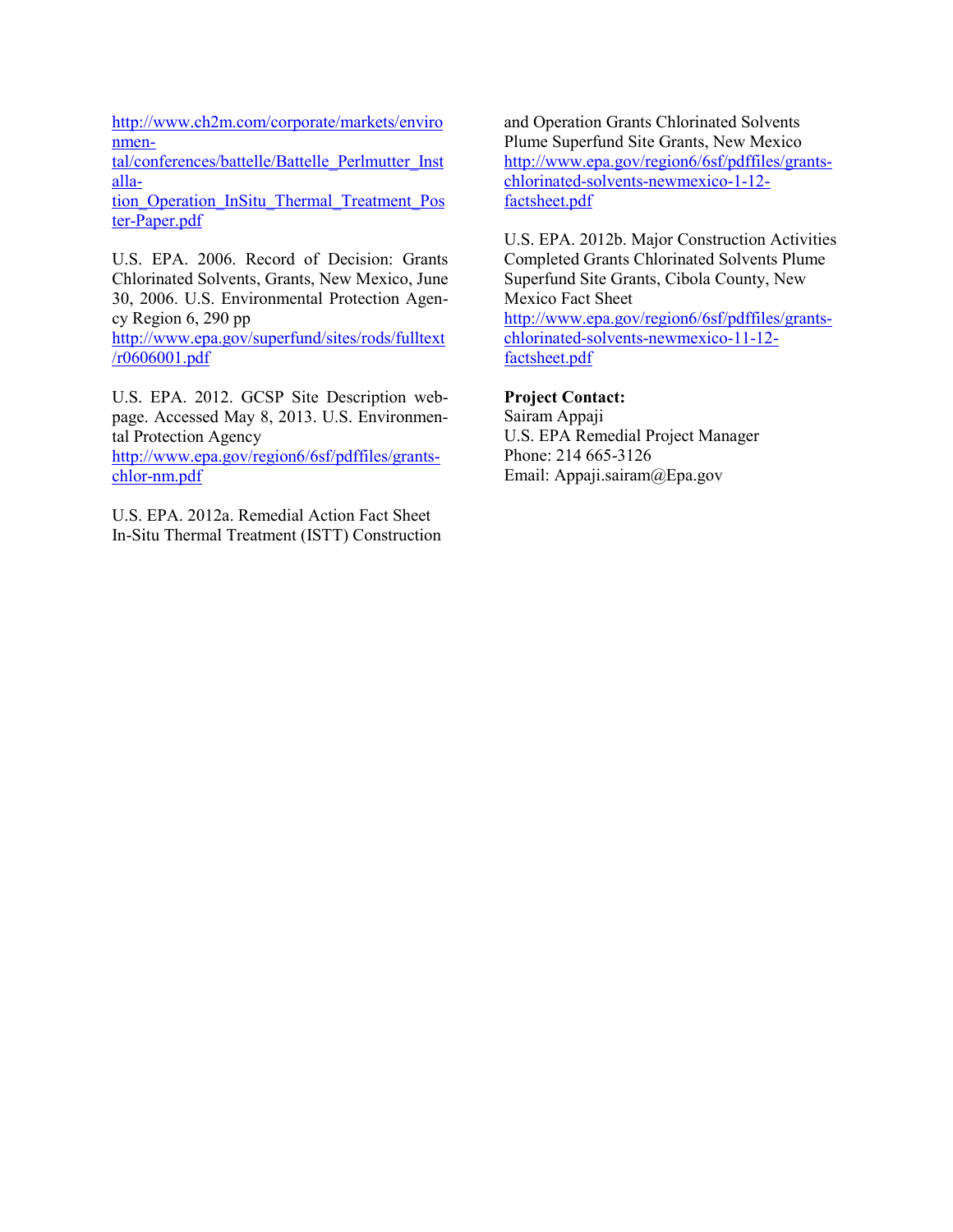http://www.ch2m.com/corporate/markets/environmental/conferences/battelle/Battelle_Perlmutter_Installation_Operation_InSitu_Thermal_Treatment_Poster-Paper.pdf

U.S. EPA. 2006. Record of Decision: Grants Chlorinated Solvents, Grants, New Mexico, June 30, 2006. U.S. Environmental Protection Agency Region 6, 290 pp
http://www.epa.gov/superfund/sites/rods/fulltext/r0606001.pdf

U.S. EPA. 2012. GCSP Site Description webpage. Accessed May 8, 2013. U.S. Environmental Protection Agency
http://www.epa.gov/region6/6sf/pdffiles/grants-chlor-nm.pdf

U.S. EPA. 2012a. Remedial Action Fact Sheet In-Situ Thermal Treatment (ISTT) Construction and Operation Grants Chlorinated Solvents Plume Superfund Site Grants, New Mexico
http://www.epa.gov/region6/6sf/pdffiles/grants-chlorinated-solvents-newmexico-1-12-factsheet.pdf

U.S. EPA. 2012b. Major Construction Activities Completed Grants Chlorinated Solvents Plume Superfund Site Grants, Cibola County, New Mexico Fact Sheet
http://www.epa.gov/region6/6sf/pdffiles/grants-chlorinated-solvents-newmexico-11-12-factsheet.pdf

**Project Contact:**
Sairam Appaji
U.S. EPA Remedial Project Manager
Phone: 214 665-3126
Email: Appaji.sairam@Epa.gov